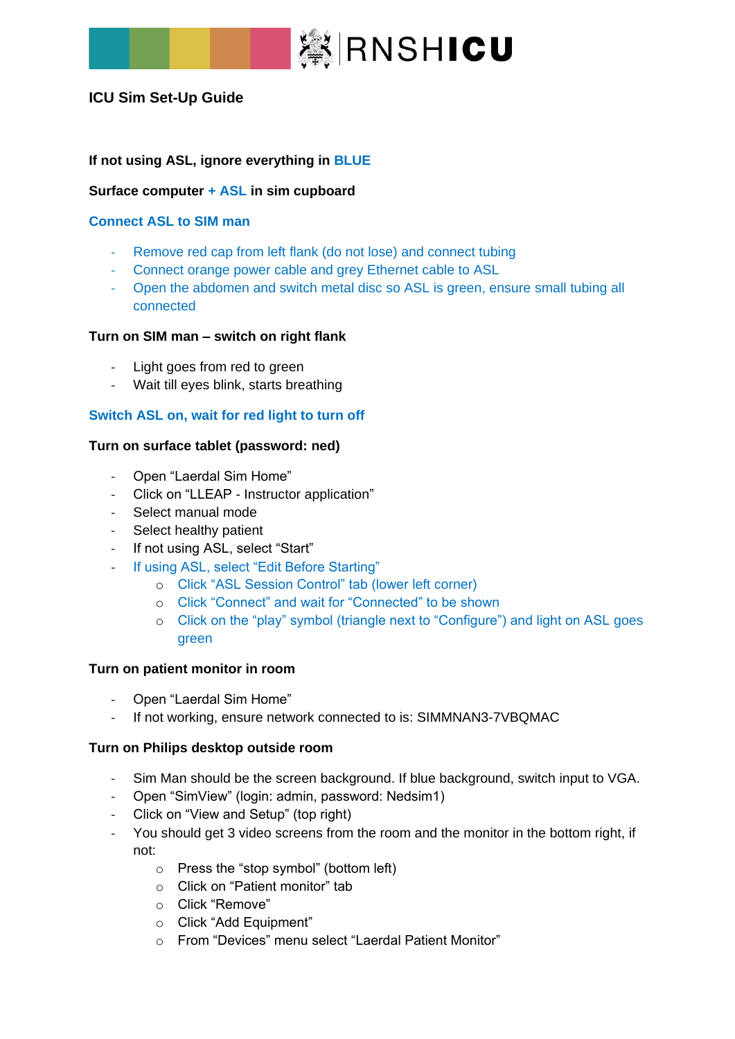RNSHICU

# ICU Sim Set-Up Guide

**If not using ASL, ignore everything in BLUE**

**Surface computer + ASL in sim cupboard**

**Connect ASL to SIM man**

- Remove red cap from left flank (do not lose) and connect tubing
- Connect orange power cable and grey Ethernet cable to ASL
- Open the abdomen and switch metal disc so ASL is green, ensure small tubing all connected

**Turn on SIM man – switch on right flank**

- Light goes from red to green
- Wait till eyes blink, starts breathing

**Switch ASL on, wait for red light to turn off**

**Turn on surface tablet (password: ned)**

- Open “Laerdal Sim Home”
- Click on “LLEAP - Instructor application”
- Select manual mode
- Select healthy patient
- If not using ASL, select “Start”
- If using ASL, select “Edit Before Starting”
  - Click “ASL Session Control” tab (lower left corner)
  - Click “Connect” and wait for “Connected” to be shown
  - Click on the “play” symbol (triangle next to “Configure”) and light on ASL goes green

**Turn on patient monitor in room**

- Open “Laerdal Sim Home”
- If not working, ensure network connected to is: SIMMNAN3-7VBQMAC

**Turn on Philips desktop outside room**

- Sim Man should be the screen background. If blue background, switch input to VGA.
- Open “SimView” (login: admin, password: Nedsim1)
- Click on “View and Setup” (top right)
- You should get 3 video screens from the room and the monitor in the bottom right, if not:
  - Press the “stop symbol” (bottom left)
  - Click on “Patient monitor” tab
  - Click “Remove”
  - Click “Add Equipment”
  - From “Devices” menu select “Laerdal Patient Monitor”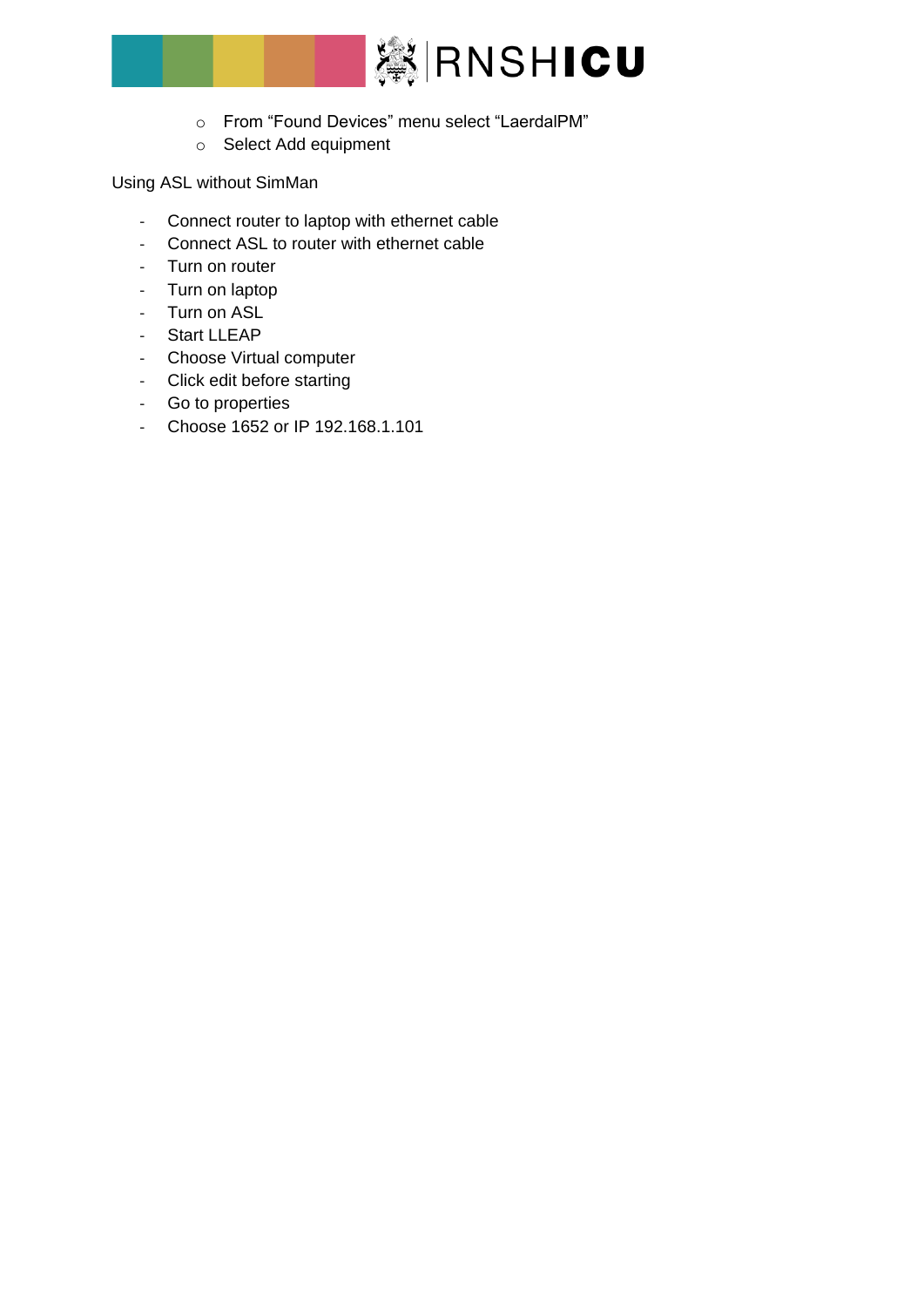- From "Found Devices" menu select "LaerdalPM"
- Select Add equipment

Using ASL without SimMan

- Connect router to laptop with ethernet cable
- Connect ASL to router with ethernet cable
- Turn on router
- Turn on laptop
- Turn on ASL
- Start LLEAP
- Choose Virtual computer
- Click edit before starting
- Go to properties
- Choose 1652 or IP 192.168.1.101